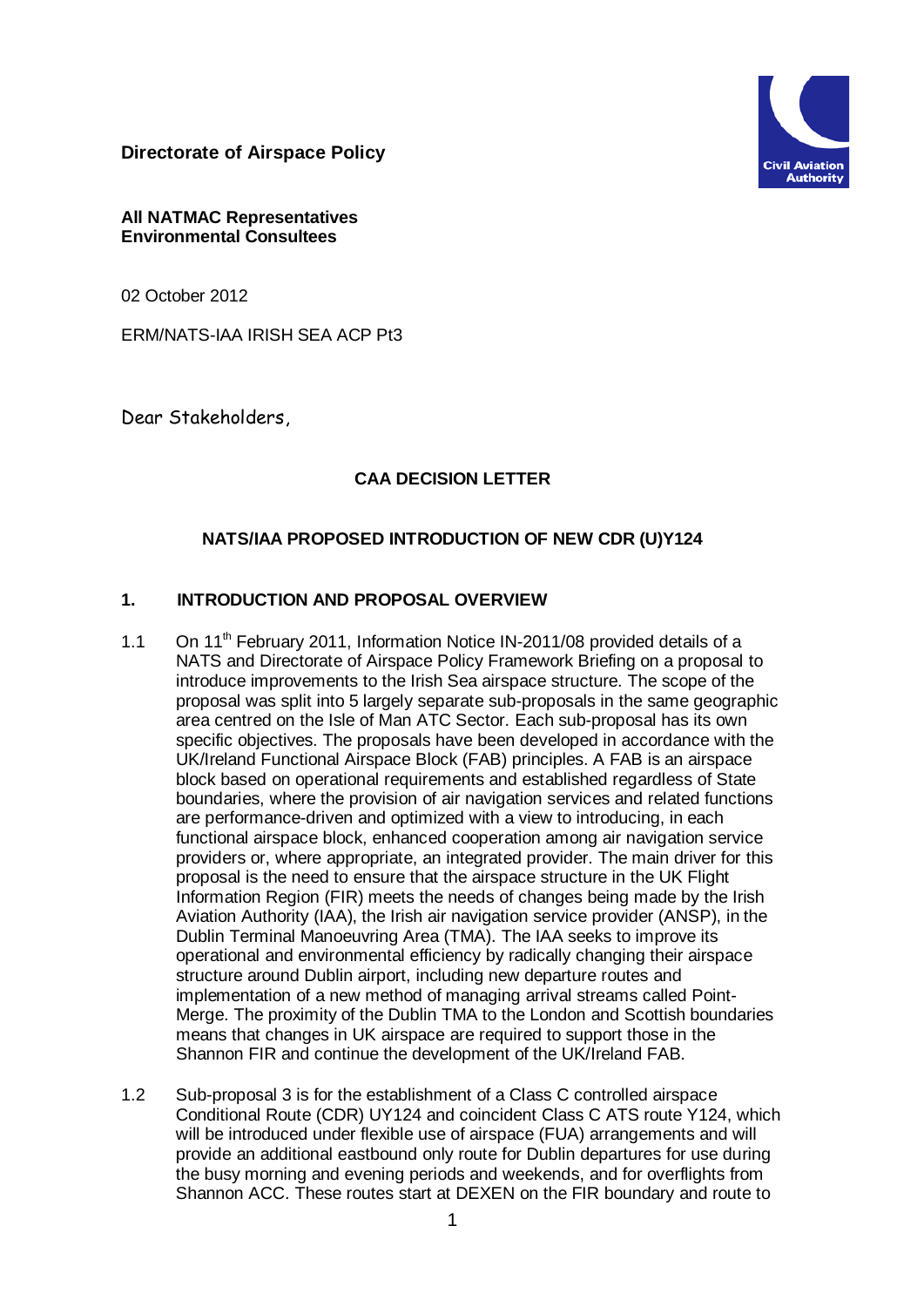**Directorate of Airspace Policy**

**All NATMAC Representatives**
**Environmental Consultees**

02 October 2012

ERM/NATS-IAA IRISH SEA ACP Pt3

Dear Stakeholders,

**CAA DECISION LETTER**

**NATS/IAA PROPOSED INTRODUCTION OF NEW CDR (U)Y124**

## 1. INTRODUCTION AND PROPOSAL OVERVIEW

1.1 On 11th February 2011, Information Notice IN-2011/08 provided details of a NATS and Directorate of Airspace Policy Framework Briefing on a proposal to introduce improvements to the Irish Sea airspace structure. The scope of the proposal was split into 5 largely separate sub-proposals in the same geographic area centred on the Isle of Man ATC Sector. Each sub-proposal has its own specific objectives. The proposals have been developed in accordance with the UK/Ireland Functional Airspace Block (FAB) principles. A FAB is an airspace block based on operational requirements and established regardless of State boundaries, where the provision of air navigation services and related functions are performance-driven and optimized with a view to introducing, in each functional airspace block, enhanced cooperation among air navigation service providers or, where appropriate, an integrated provider. The main driver for this proposal is the need to ensure that the airspace structure in the UK Flight Information Region (FIR) meets the needs of changes being made by the Irish Aviation Authority (IAA), the Irish air navigation service provider (ANSP), in the Dublin Terminal Manoeuvring Area (TMA). The IAA seeks to improve its operational and environmental efficiency by radically changing their airspace structure around Dublin airport, including new departure routes and implementation of a new method of managing arrival streams called Point-Merge. The proximity of the Dublin TMA to the London and Scottish boundaries means that changes in UK airspace are required to support those in the Shannon FIR and continue the development of the UK/Ireland FAB.

1.2 Sub-proposal 3 is for the establishment of a Class C controlled airspace Conditional Route (CDR) UY124 and coincident Class C ATS route Y124, which will be introduced under flexible use of airspace (FUA) arrangements and will provide an additional eastbound only route for Dublin departures for use during the busy morning and evening periods and weekends, and for overflights from Shannon ACC. These routes start at DEXEN on the FIR boundary and route to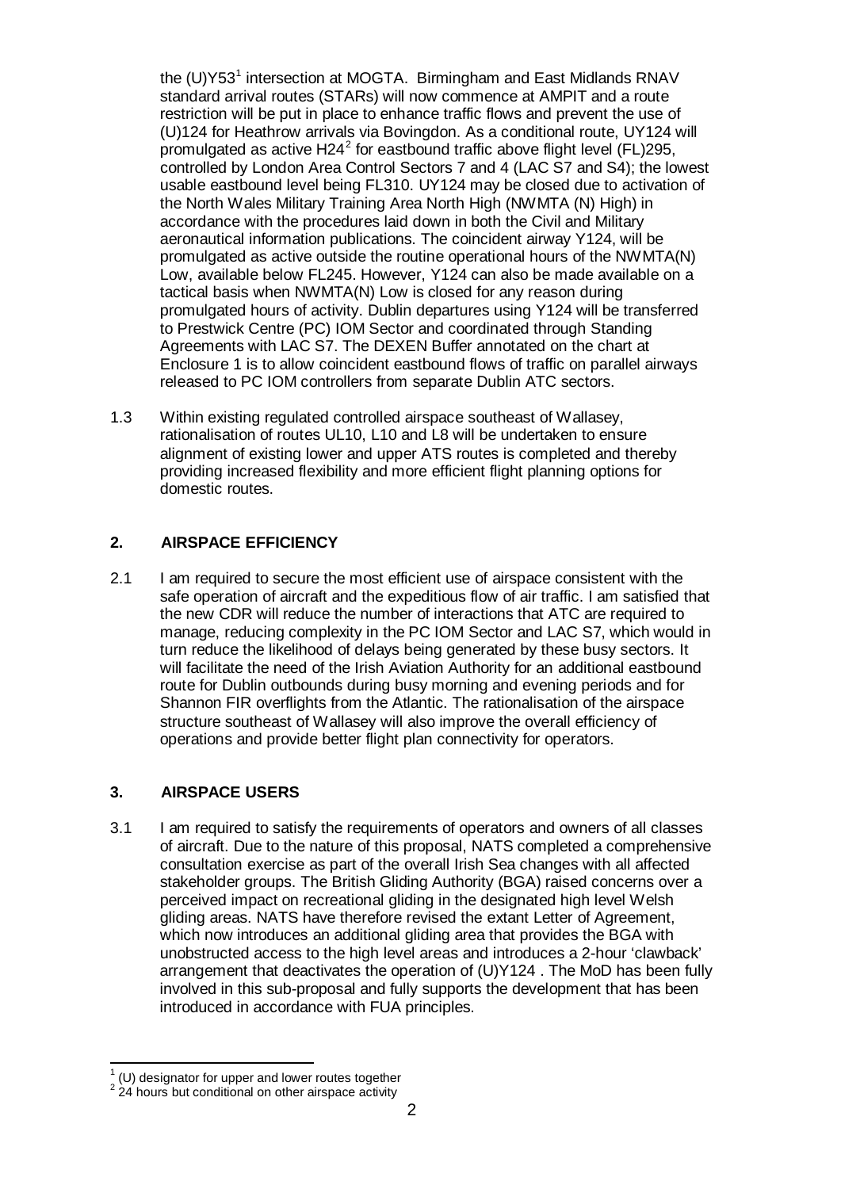the (U)Y53[1] intersection at MOGTA. Birmingham and East Midlands RNAV standard arrival routes (STARs) will now commence at AMPIT and a route restriction will be put in place to enhance traffic flows and prevent the use of (U)124 for Heathrow arrivals via Bovingdon. As a conditional route, UY124 will promulgated as active H24[2] for eastbound traffic above flight level (FL)295, controlled by London Area Control Sectors 7 and 4 (LAC S7 and S4); the lowest usable eastbound level being FL310. UY124 may be closed due to activation of the North Wales Military Training Area North High (NWMTA (N) High) in accordance with the procedures laid down in both the Civil and Military aeronautical information publications. The coincident airway Y124, will be promulgated as active outside the routine operational hours of the NWMTA(N) Low, available below FL245. However, Y124 can also be made available on a tactical basis when NWMTA(N) Low is closed for any reason during promulgated hours of activity. Dublin departures using Y124 will be transferred to Prestwick Centre (PC) IOM Sector and coordinated through Standing Agreements with LAC S7. The DEXEN Buffer annotated on the chart at Enclosure 1 is to allow coincident eastbound flows of traffic on parallel airways released to PC IOM controllers from separate Dublin ATC sectors.

1.3 Within existing regulated controlled airspace southeast of Wallasey, rationalisation of routes UL10, L10 and L8 will be undertaken to ensure alignment of existing lower and upper ATS routes is completed and thereby providing increased flexibility and more efficient flight planning options for domestic routes.

## 2. AIRSPACE EFFICIENCY

2.1 I am required to secure the most efficient use of airspace consistent with the safe operation of aircraft and the expeditious flow of air traffic. I am satisfied that the new CDR will reduce the number of interactions that ATC are required to manage, reducing complexity in the PC IOM Sector and LAC S7, which would in turn reduce the likelihood of delays being generated by these busy sectors. It will facilitate the need of the Irish Aviation Authority for an additional eastbound route for Dublin outbounds during busy morning and evening periods and for Shannon FIR overflights from the Atlantic. The rationalisation of the airspace structure southeast of Wallasey will also improve the overall efficiency of operations and provide better flight plan connectivity for operators.

## 3. AIRSPACE USERS

3.1 I am required to satisfy the requirements of operators and owners of all classes of aircraft. Due to the nature of this proposal, NATS completed a comprehensive consultation exercise as part of the overall Irish Sea changes with all affected stakeholder groups. The British Gliding Authority (BGA) raised concerns over a perceived impact on recreational gliding in the designated high level Welsh gliding areas. NATS have therefore revised the extant Letter of Agreement, which now introduces an additional gliding area that provides the BGA with unobstructed access to the high level areas and introduces a 2-hour 'clawback' arrangement that deactivates the operation of (U)Y124 . The MoD has been fully involved in this sub-proposal and fully supports the development that has been introduced in accordance with FUA principles.

---

[1] (U) designator for upper and lower routes together

[2] 24 hours but conditional on other airspace activity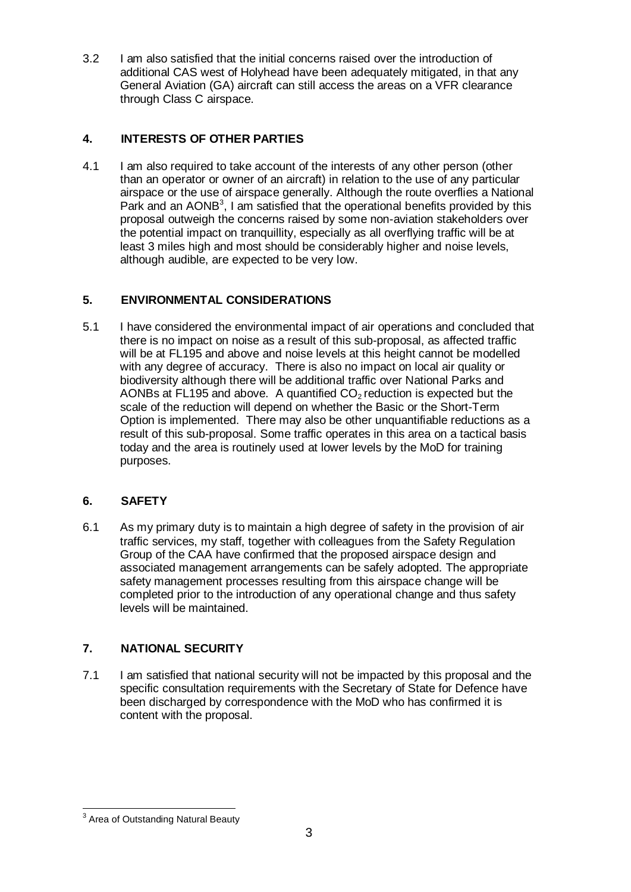3.2 I am also satisfied that the initial concerns raised over the introduction of additional CAS west of Holyhead have been adequately mitigated, in that any General Aviation (GA) aircraft can still access the areas on a VFR clearance through Class C airspace.

## 4. INTERESTS OF OTHER PARTIES

4.1 I am also required to take account of the interests of any other person (other than an operator or owner of an aircraft) in relation to the use of any particular airspace or the use of airspace generally. Although the route overflies a National Park and an AONB[3], I am satisfied that the operational benefits provided by this proposal outweigh the concerns raised by some non-aviation stakeholders over the potential impact on tranquillity, especially as all overflying traffic will be at least 3 miles high and most should be considerably higher and noise levels, although audible, are expected to be very low.

## 5. ENVIRONMENTAL CONSIDERATIONS

5.1 I have considered the environmental impact of air operations and concluded that there is no impact on noise as a result of this sub-proposal, as affected traffic will be at FL195 and above and noise levels at this height cannot be modelled with any degree of accuracy. There is also no impact on local air quality or biodiversity although there will be additional traffic over National Parks and AONBs at FL195 and above. A quantified $CO_2$ reduction is expected but the scale of the reduction will depend on whether the Basic or the Short-Term Option is implemented. There may also be other unquantifiable reductions as a result of this sub-proposal. Some traffic operates in this area on a tactical basis today and the area is routinely used at lower levels by the MoD for training purposes.

## 6. SAFETY

6.1 As my primary duty is to maintain a high degree of safety in the provision of air traffic services, my staff, together with colleagues from the Safety Regulation Group of the CAA have confirmed that the proposed airspace design and associated management arrangements can be safely adopted. The appropriate safety management processes resulting from this airspace change will be completed prior to the introduction of any operational change and thus safety levels will be maintained.

## 7. NATIONAL SECURITY

7.1 I am satisfied that national security will not be impacted by this proposal and the specific consultation requirements with the Secretary of State for Defence have been discharged by correspondence with the MoD who has confirmed it is content with the proposal.

---

[3] Area of Outstanding Natural Beauty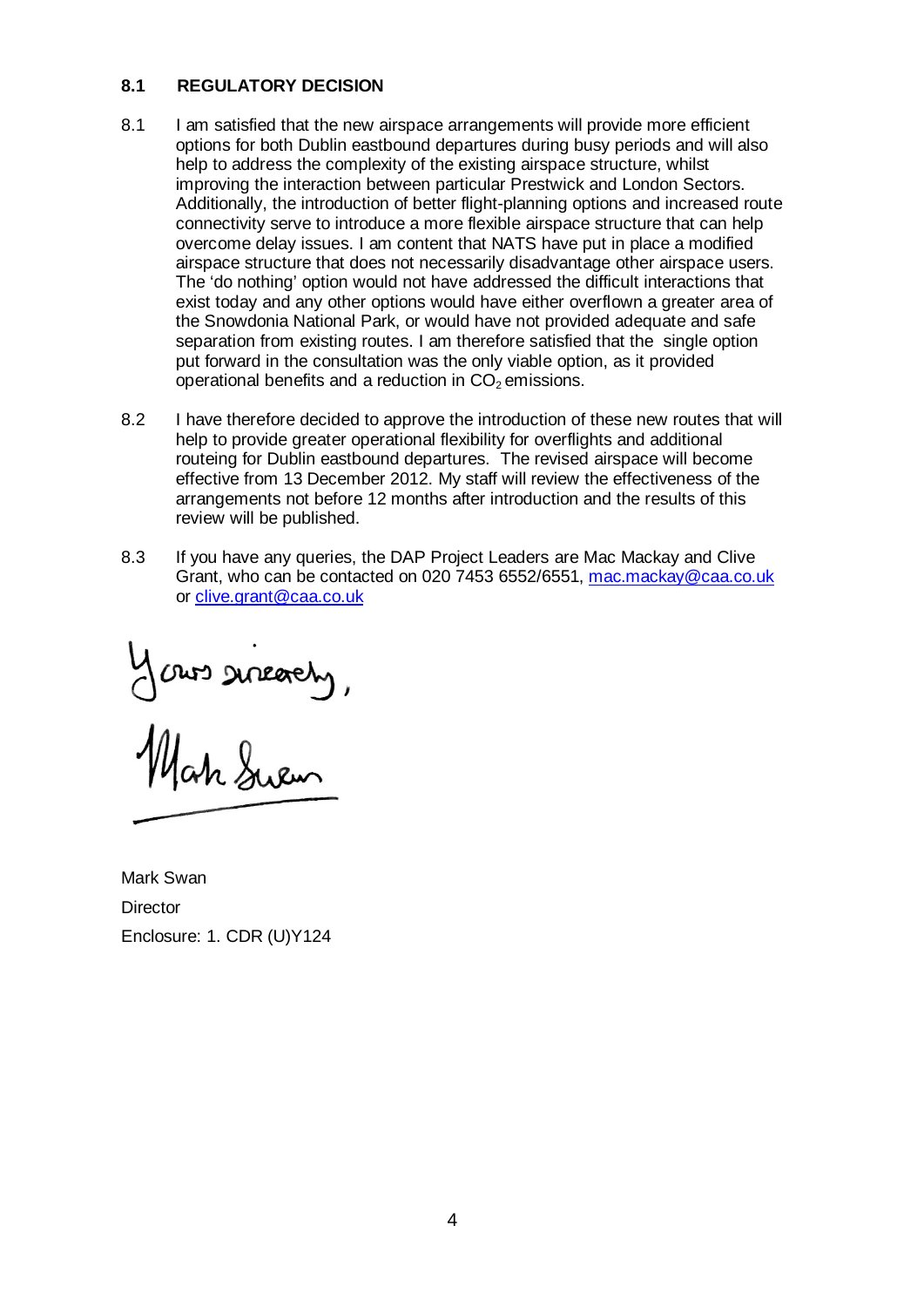### 8.1 REGULATORY DECISION

8.1 I am satisfied that the new airspace arrangements will provide more efficient options for both Dublin eastbound departures during busy periods and will also help to address the complexity of the existing airspace structure, whilst improving the interaction between particular Prestwick and London Sectors. Additionally, the introduction of better flight-planning options and increased route connectivity serve to introduce a more flexible airspace structure that can help overcome delay issues. I am content that NATS have put in place a modified airspace structure that does not necessarily disadvantage other airspace users. The 'do nothing' option would not have addressed the difficult interactions that exist today and any other options would have either overflown a greater area of the Snowdonia National Park, or would have not provided adequate and safe separation from existing routes. I am therefore satisfied that the single option put forward in the consultation was the only viable option, as it provided operational benefits and a reduction in $CO_2$ emissions.

8.2 I have therefore decided to approve the introduction of these new routes that will help to provide greater operational flexibility for overflights and additional routeing for Dublin eastbound departures. The revised airspace will become effective from 13 December 2012. My staff will review the effectiveness of the arrangements not before 12 months after introduction and the results of this review will be published.

8.3 If you have any queries, the DAP Project Leaders are Mac Mackay and Clive Grant, who can be contacted on 020 7453 6552/6551, mac.mackay@caa.co.uk or clive.grant@caa.co.uk

Yours sincerely,

Mark Swan

Mark Swan
Director
Enclosure: 1. CDR (U)Y124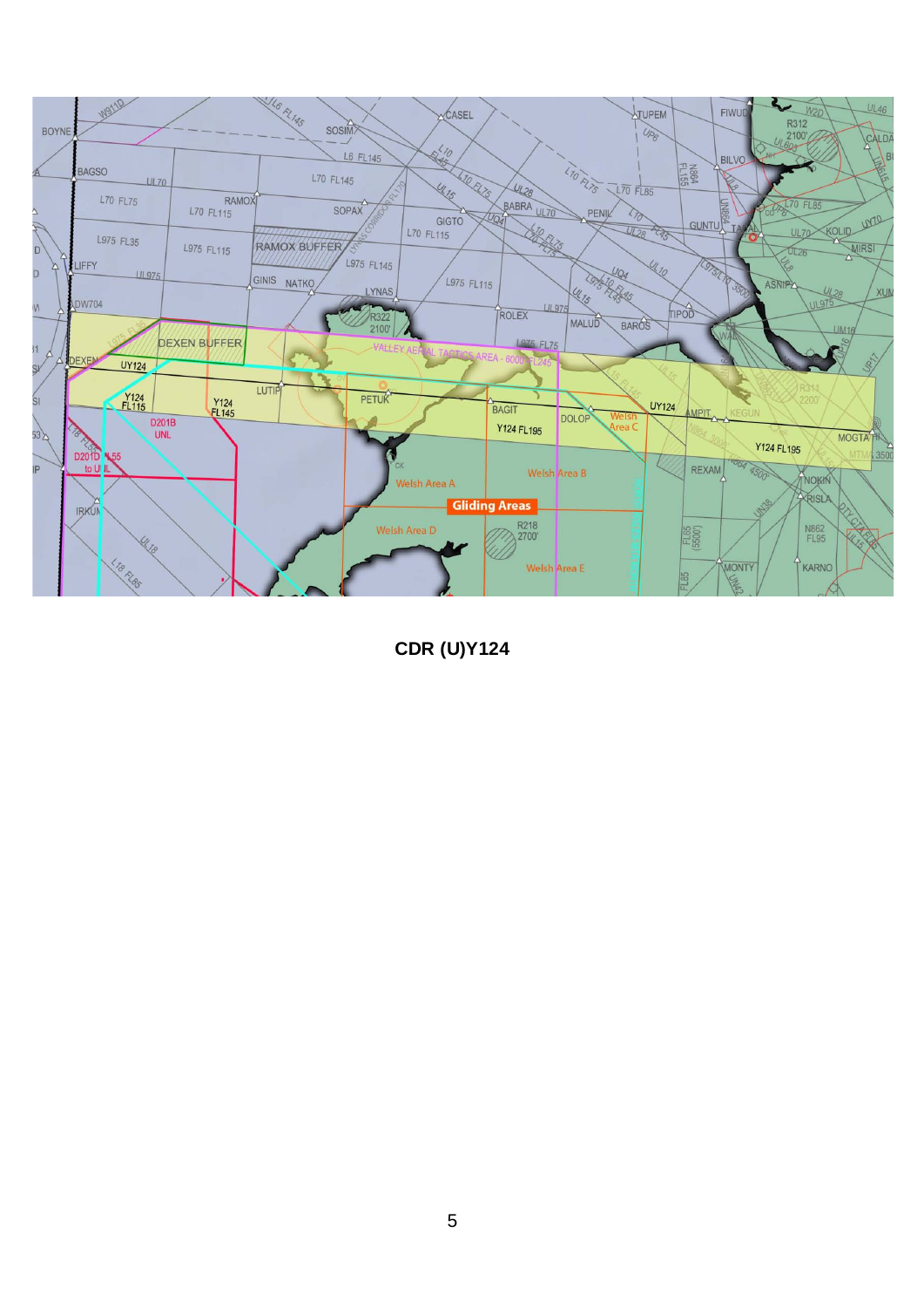BOYNE
W911D
UL6 FL145
SOSIM
CASEL
TUPEM
FIWUD
W2D
UL46
R312
2100'
CALDA
BAGSO
UL70
L70 FL145
L6 FL145
UL28
L70 FL85
BILVO
L70 FL75
RAMOX
L70 FL115
SOPAX
GIGTO
BABRA
UL70
PENIL
GUNTU
KOLID
L975 FL35
L975 FL115
RAMOX BUFFER
L70 FL115
MIRSI
LIFFY
UL975
GINIS
NATKO
L975 FL145
L975 FL115
ASNIP
DW704
LYNAS
R322
2100'
ROLEX
MALUD
BAROS
TIPOD
UL975
DEXEN BUFFER
VALLEY AERIAL TACTICS AREA - 6000'-FL245
L975 FL75
DEXEN
UY124
Y124
FL115
Y124
FL145
LUTIP
PETUK
BAGIT
Y124 FL195
DOLOP
Welsh Area C
UY124
AMPIT
KEGUN
R311
2200'
MOGTA
Y124 FL195
D201B
UNL
D201D FL55
to UNL
REXAM
NOKIN
RISLA
Welsh Area A
Welsh Area B
Gliding Areas
IRKUM
UL18
Welsh Area D
R218
2700'
N862
FL95
Welsh Area E
MONTY
KARNO
L18 FL85

**CDR (U)Y124**